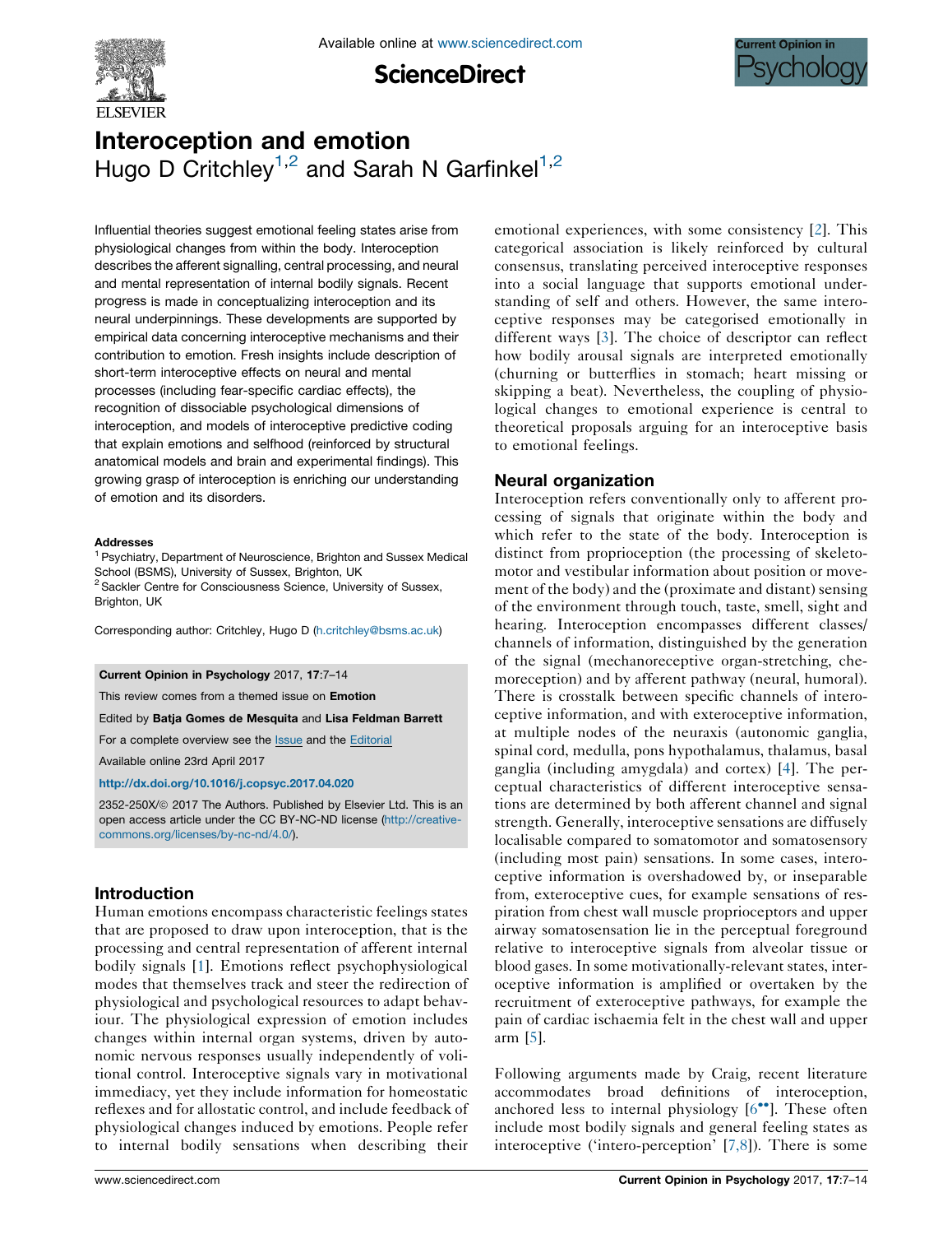# Interoception and emotion

Hugo D Critchley[1,2] and Sarah N Garfinkel[1,2]

Influential theories suggest emotional feeling states arise from physiological changes from within the body. Interoception describes the afferent signalling, central processing, and neural and mental representation of internal bodily signals. Recent progress is made in conceptualizing interoception and its neural underpinnings. These developments are supported by empirical data concerning interoceptive mechanisms and their contribution to emotion. Fresh insights include description of short-term interoceptive effects on neural and mental processes (including fear-specific cardiac effects), the recognition of dissociable psychological dimensions of interoception, and models of interoceptive predictive coding that explain emotions and selfhood (reinforced by structural anatomical models and brain and experimental findings). This growing grasp of interoception is enriching our understanding of emotion and its disorders.

**Addresses**

[1] Psychiatry, Department of Neuroscience, Brighton and Sussex Medical School (BSMS), University of Sussex, Brighton, UK

[2] Sackler Centre for Consciousness Science, University of Sussex, Brighton, UK

Corresponding author: Critchley, Hugo D (h.critchley@bsms.ac.uk)

**Current Opinion in Psychology** 2017, **17**:7–14

This review comes from a themed issue on **Emotion**

Edited by **Batja Gomes de Mesquita** and **Lisa Feldman Barrett**

For a complete overview see the Issue and the Editorial

Available online 23rd April 2017

http://dx.doi.org/10.1016/j.copsyc.2017.04.020

2352-250X/© 2017 The Authors. Published by Elsevier Ltd. This is an open access article under the CC BY-NC-ND license (http://creativecommons.org/licenses/by-nc-nd/4.0/).

## Introduction

Human emotions encompass characteristic feelings states that are proposed to draw upon interoception, that is the processing and central representation of afferent internal bodily signals [1]. Emotions reflect psychophysiological modes that themselves track and steer the redirection of physiological and psychological resources to adapt behaviour. The physiological expression of emotion includes changes within internal organ systems, driven by autonomic nervous responses usually independently of volitional control. Interoceptive signals vary in motivational immediacy, yet they include information for homeostatic reflexes and for allostatic control, and include feedback of physiological changes induced by emotions. People refer to internal bodily sensations when describing their emotional experiences, with some consistency [2]. This categorical association is likely reinforced by cultural consensus, translating perceived interoceptive responses into a social language that supports emotional understanding of self and others. However, the same interoceptive responses may be categorised emotionally in different ways [3]. The choice of descriptor can reflect how bodily arousal signals are interpreted emotionally (churning or butterflies in stomach; heart missing or skipping a beat). Nevertheless, the coupling of physiological changes to emotional experience is central to theoretical proposals arguing for an interoceptive basis to emotional feelings.

## Neural organization

Interoception refers conventionally only to afferent processing of signals that originate within the body and which refer to the state of the body. Interoception is distinct from proprioception (the processing of skeletomotor and vestibular information about position or movement of the body) and the (proximate and distant) sensing of the environment through touch, taste, smell, sight and hearing. Interoception encompasses different classes/channels of information, distinguished by the generation of the signal (mechanoreceptive organ-stretching, chemoreception) and by afferent pathway (neural, humoral). There is crosstalk between specific channels of interoceptive information, and with exteroceptive information, at multiple nodes of the neuraxis (autonomic ganglia, spinal cord, medulla, pons hypothalamus, thalamus, basal ganglia (including amygdala) and cortex) [4]. The perceptual characteristics of different interoceptive sensations are determined by both afferent channel and signal strength. Generally, interoceptive sensations are diffusely localisable compared to somatomotor and somatosensory (including most pain) sensations. In some cases, interoceptive information is overshadowed by, or inseparable from, exteroceptive cues, for example sensations of respiration from chest wall muscle proprioceptors and upper airway somatosensation lie in the perceptual foreground relative to interoceptive signals from alveolar tissue or blood gases. In some motivationally-relevant states, interoceptive information is amplified or overtaken by the recruitment of exteroceptive pathways, for example the pain of cardiac ischaemia felt in the chest wall and upper arm [5].

Following arguments made by Craig, recent literature accommodates broad definitions of interoception, anchored less to internal physiology [6••]. These often include most bodily signals and general feeling states as interoceptive ('intero-perception' [7,8]). There is some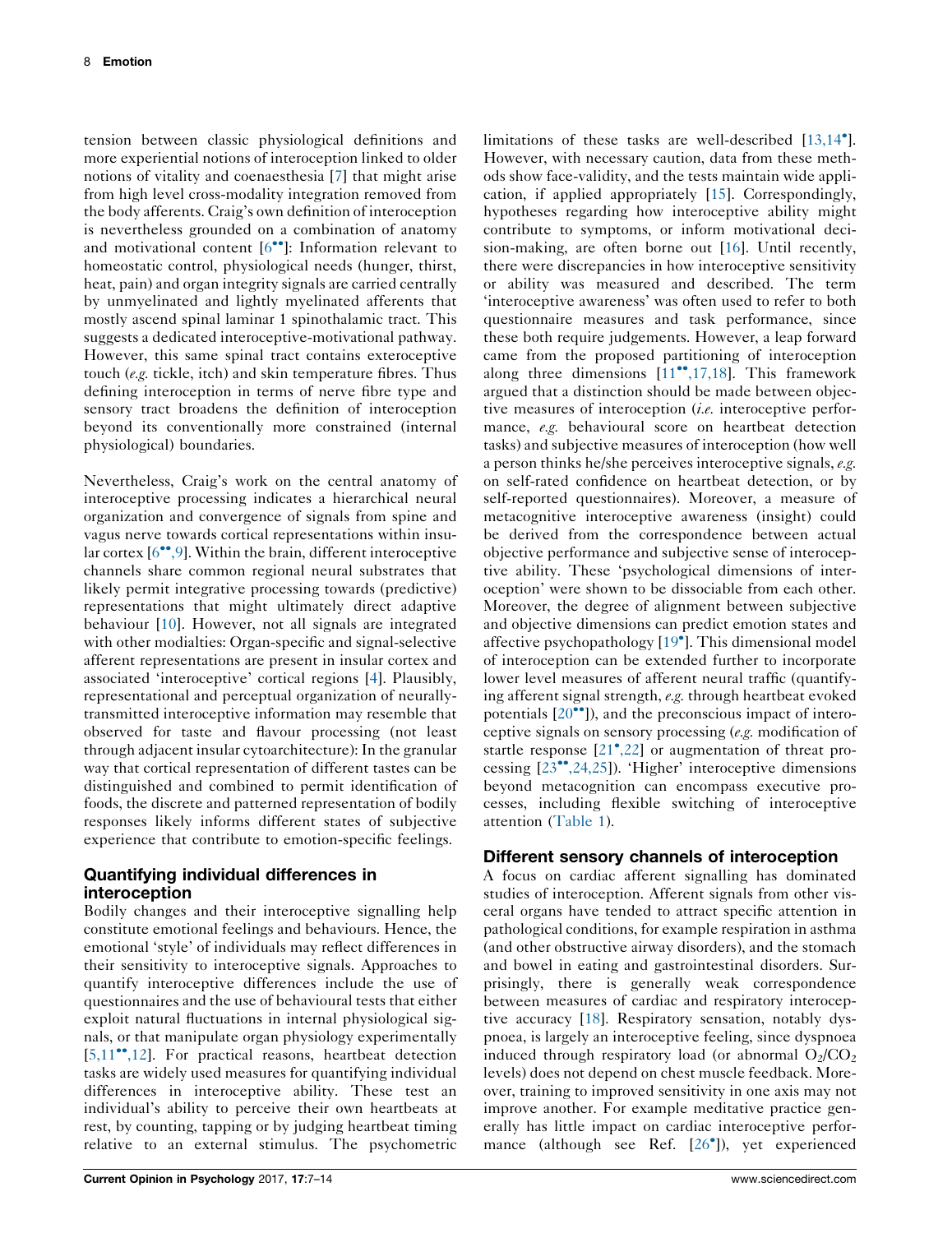tension between classic physiological definitions and more experiential notions of interoception linked to older notions of vitality and coenaesthesia [7] that might arise from high level cross-modality integration removed from the body afferents. Craig's own definition of interoception is nevertheless grounded on a combination of anatomy and motivational content [6••]: Information relevant to homeostatic control, physiological needs (hunger, thirst, heat, pain) and organ integrity signals are carried centrally by unmyelinated and lightly myelinated afferents that mostly ascend spinal laminar 1 spinothalamic tract. This suggests a dedicated interoceptive-motivational pathway. However, this same spinal tract contains exteroceptive touch (*e.g.* tickle, itch) and skin temperature fibres. Thus defining interoception in terms of nerve fibre type and sensory tract broadens the definition of interoception beyond its conventionally more constrained (internal physiological) boundaries.

Nevertheless, Craig's work on the central anatomy of interoceptive processing indicates a hierarchical neural organization and convergence of signals from spine and vagus nerve towards cortical representations within insular cortex [6••,9]. Within the brain, different interoceptive channels share common regional neural substrates that likely permit integrative processing towards (predictive) representations that might ultimately direct adaptive behaviour [10]. However, not all signals are integrated with other modialties: Organ-specific and signal-selective afferent representations are present in insular cortex and associated 'interoceptive' cortical regions [4]. Plausibly, representational and perceptual organization of neurally-transmitted interoceptive information may resemble that observed for taste and flavour processing (not least through adjacent insular cytoarchitecture): In the granular way that cortical representation of different tastes can be distinguished and combined to permit identification of foods, the discrete and patterned representation of bodily responses likely informs different states of subjective experience that contribute to emotion-specific feelings.

## Quantifying individual differences in interoception

Bodily changes and their interoceptive signalling help constitute emotional feelings and behaviours. Hence, the emotional 'style' of individuals may reflect differences in their sensitivity to interoceptive signals. Approaches to quantify interoceptive differences include the use of questionnaires and the use of behavioural tests that either exploit natural fluctuations in internal physiological signals, or that manipulate organ physiology experimentally [5,11••,12]. For practical reasons, heartbeat detection tasks are widely used measures for quantifying individual differences in interoceptive ability. These test an individual's ability to perceive their own heartbeats at rest, by counting, tapping or by judging heartbeat timing relative to an external stimulus. The psychometric limitations of these tasks are well-described [13,14•]. However, with necessary caution, data from these methods show face-validity, and the tests maintain wide application, if applied appropriately [15]. Correspondingly, hypotheses regarding how interoceptive ability might contribute to symptoms, or inform motivational decision-making, are often borne out [16]. Until recently, there were discrepancies in how interoceptive sensitivity or ability was measured and described. The term 'interoceptive awareness' was often used to refer to both questionnaire measures and task performance, since these both require judgements. However, a leap forward came from the proposed partitioning of interoception along three dimensions [11••,17,18]. This framework argued that a distinction should be made between objective measures of interoception (*i.e.* interoceptive performance, *e.g.* behavioural score on heartbeat detection tasks) and subjective measures of interoception (how well a person thinks he/she perceives interoceptive signals, *e.g.* on self-rated confidence on heartbeat detection, or by self-reported questionnaires). Moreover, a measure of metacognitive interoceptive awareness (insight) could be derived from the correspondence between actual objective performance and subjective sense of interoceptive ability. These 'psychological dimensions of interoception' were shown to be dissociable from each other. Moreover, the degree of alignment between subjective and objective dimensions can predict emotion states and affective psychopathology [19•]. This dimensional model of interoception can be extended further to incorporate lower level measures of afferent neural traffic (quantifying afferent signal strength, *e.g.* through heartbeat evoked potentials [20••]), and the preconscious impact of interoceptive signals on sensory processing (*e.g.* modification of startle response [21•,22] or augmentation of threat processing [23••,24,25]). 'Higher' interoceptive dimensions beyond metacognition can encompass executive processes, including flexible switching of interoceptive attention (Table 1).

## Different sensory channels of interoception

A focus on cardiac afferent signalling has dominated studies of interoception. Afferent signals from other visceral organs have tended to attract specific attention in pathological conditions, for example respiration in asthma (and other obstructive airway disorders), and the stomach and bowel in eating and gastrointestinal disorders. Surprisingly, there is generally weak correspondence between measures of cardiac and respiratory interoceptive accuracy [18]. Respiratory sensation, notably dyspnoea, is largely an interoceptive feeling, since dyspnoea induced through respiratory load (or abnormal $O_2/CO_2$ levels) does not depend on chest muscle feedback. Moreover, training to improved sensitivity in one axis may not improve another. For example meditative practice generally has little impact on cardiac interoceptive performance (although see Ref. [26•]), yet experienced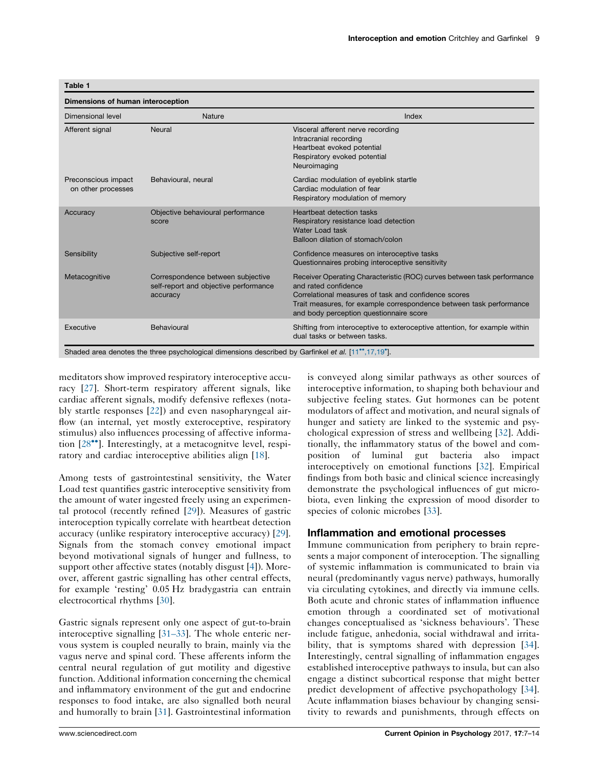**Table 1**

**Dimensions of human interoception**

| Dimensional level | Nature | Index |
|---|---|---|
| Afferent signal | Neural | Visceral afferent nerve recording<br>Intracranial recording<br>Heartbeat evoked potential<br>Respiratory evoked potential<br>Neuroimaging |
| Preconscious impact on other processes | Behavioural, neural | Cardiac modulation of eyeblink startle<br>Cardiac modulation of fear<br>Respiratory modulation of memory |
| Accuracy | Objective behavioural performance score | Heartbeat detection tasks<br>Respiratory resistance load detection<br>Water Load task<br>Balloon dilation of stomach/colon |
| Sensibility | Subjective self-report | Confidence measures on interoceptive tasks<br>Questionnaires probing interoceptive sensitivity |
| Metacognitive | Correspondence between subjective self-report and objective performance accuracy | Receiver Operating Characteristic (ROC) curves between task performance and rated confidence<br>Correlational measures of task and confidence scores<br>Trait measures, for example correspondence between task performance and body perception questionnaire score |
| Executive | Behavioural | Shifting from interoceptive to exteroceptive attention, for example within dual tasks or between tasks. |

Shaded area denotes the three psychological dimensions described by Garfinkel *et al.* [11••,17,19•].

meditators show improved respiratory interoceptive accuracy [27]. Short-term respiratory afferent signals, like cardiac afferent signals, modify defensive reflexes (notably startle responses [22]) and even nasopharyngeal airflow (an internal, yet mostly exteroceptive, respiratory stimulus) also influences processing of affective information [28••]. Interestingly, at a metacognitve level, respiratory and cardiac interoceptive abilities align [18].

Among tests of gastrointestinal sensitivity, the Water Load test quantifies gastric interoceptive sensitivity from the amount of water ingested freely using an experimental protocol (recently refined [29]). Measures of gastric interoception typically correlate with heartbeat detection accuracy (unlike respiratory interoceptive accuracy) [29]. Signals from the stomach convey emotional impact beyond motivational signals of hunger and fullness, to support other affective states (notably disgust [4]). Moreover, afferent gastric signalling has other central effects, for example 'resting' 0.05 Hz bradygastria can entrain electrocortical rhythms [30].

Gastric signals represent only one aspect of gut-to-brain interoceptive signalling [31–33]. The whole enteric nervous system is coupled neurally to brain, mainly via the vagus nerve and spinal cord. These afferents inform the central neural regulation of gut motility and digestive function. Additional information concerning the chemical and inflammatory environment of the gut and endocrine responses to food intake, are also signalled both neural and humorally to brain [31]. Gastrointestinal information is conveyed along similar pathways as other sources of interoceptive information, to shaping both behaviour and subjective feeling states. Gut hormones can be potent modulators of affect and motivation, and neural signals of hunger and satiety are linked to the systemic and psychological expression of stress and wellbeing [32]. Additionally, the inflammatory status of the bowel and composition of luminal gut bacteria also impact interoceptively on emotional functions [32]. Empirical findings from both basic and clinical science increasingly demonstrate the psychological influences of gut microbiota, even linking the expression of mood disorder to species of colonic microbes [33].

## Inflammation and emotional processes

Immune communication from periphery to brain represents a major component of interoception. The signalling of systemic inflammation is communicated to brain via neural (predominantly vagus nerve) pathways, humorally via circulating cytokines, and directly via immune cells. Both acute and chronic states of inflammation influence emotion through a coordinated set of motivational changes conceptualised as 'sickness behaviours'. These include fatigue, anhedonia, social withdrawal and irritability, that is symptoms shared with depression [34]. Interestingly, central signalling of inflammation engages established interoceptive pathways to insula, but can also engage a distinct subcortical response that might better predict development of affective psychopathology [34]. Acute inflammation biases behaviour by changing sensitivity to rewards and punishments, through effects on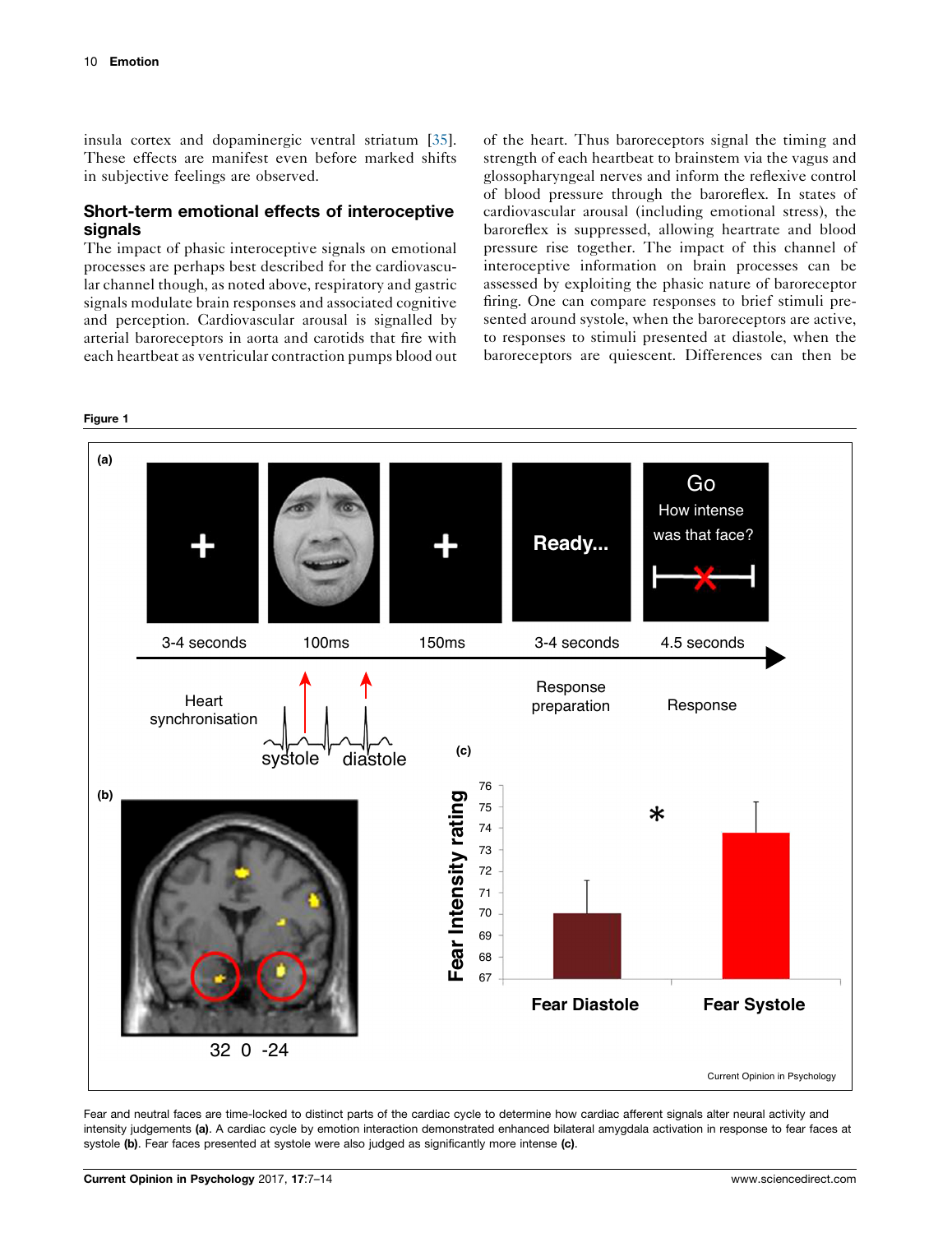insula cortex and dopaminergic ventral striatum [35]. These effects are manifest even before marked shifts in subjective feelings are observed.

## Short-term emotional effects of interoceptive signals

The impact of phasic interoceptive signals on emotional processes are perhaps best described for the cardiovascular channel though, as noted above, respiratory and gastric signals modulate brain responses and associated cognitive and perception. Cardiovascular arousal is signalled by arterial baroreceptors in aorta and carotids that fire with each heartbeat as ventricular contraction pumps blood out of the heart. Thus baroreceptors signal the timing and strength of each heartbeat to brainstem via the vagus and glossopharyngeal nerves and inform the reflexive control of blood pressure through the baroreflex. In states of cardiovascular arousal (including emotional stress), the baroreflex is suppressed, allowing heartrate and blood pressure rise together. The impact of this channel of interoceptive information on brain processes can be assessed by exploiting the phasic nature of baroreceptor firing. One can compare responses to brief stimuli presented around systole, when the baroreceptors are active, to responses to stimuli presented at diastole, when the baroreceptors are quiescent. Differences can then be

**Figure 1**

Fear and neutral faces are time-locked to distinct parts of the cardiac cycle to determine how cardiac afferent signals alter neural activity and intensity judgements **(a)**. A cardiac cycle by emotion interaction demonstrated enhanced bilateral amygdala activation in response to fear faces at systole **(b)**. Fear faces presented at systole were also judged as significantly more intense **(c)**.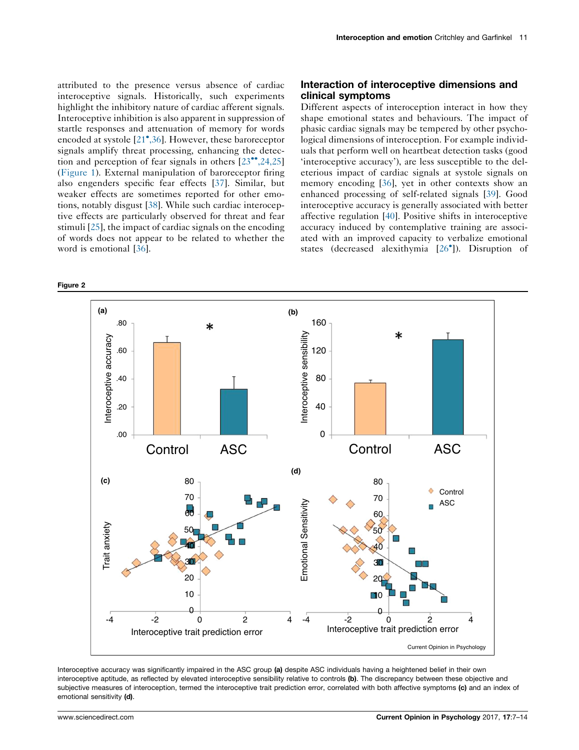attributed to the presence versus absence of cardiac interoceptive signals. Historically, such experiments highlight the inhibitory nature of cardiac afferent signals. Interoceptive inhibition is also apparent in suppression of startle responses and attenuation of memory for words encoded at systole [21•,36]. However, these baroreceptor signals amplify threat processing, enhancing the detection and perception of fear signals in others [23••,24,25] (Figure 1). External manipulation of baroreceptor firing also engenders specific fear effects [37]. Similar, but weaker effects are sometimes reported for other emotions, notably disgust [38]. While such cardiac interoceptive effects are particularly observed for threat and fear stimuli [25], the impact of cardiac signals on the encoding of words does not appear to be related to whether the word is emotional [36].

## Interaction of interoceptive dimensions and clinical symptoms

Different aspects of interoception interact in how they shape emotional states and behaviours. The impact of phasic cardiac signals may be tempered by other psychological dimensions of interoception. For example individuals that perform well on heartbeat detection tasks (good 'interoceptive accuracy'), are less susceptible to the deleterious impact of cardiac signals at systole signals on memory encoding [36], yet in other contexts show an enhanced processing of self-related signals [39]. Good interoceptive accuracy is generally associated with better affective regulation [40]. Positive shifts in interoceptive accuracy induced by contemplative training are associated with an improved capacity to verbalize emotional states (decreased alexithymia [26•]). Disruption of

**Figure 2**

Interoceptive accuracy was significantly impaired in the ASC group **(a)** despite ASC individuals having a heightened belief in their own interoceptive aptitude, as reflected by elevated interoceptive sensibility relative to controls **(b)**. The discrepancy between these objective and subjective measures of interoception, termed the interoceptive trait prediction error, correlated with both affective symptoms **(c)** and an index of emotional sensitivity **(d)**.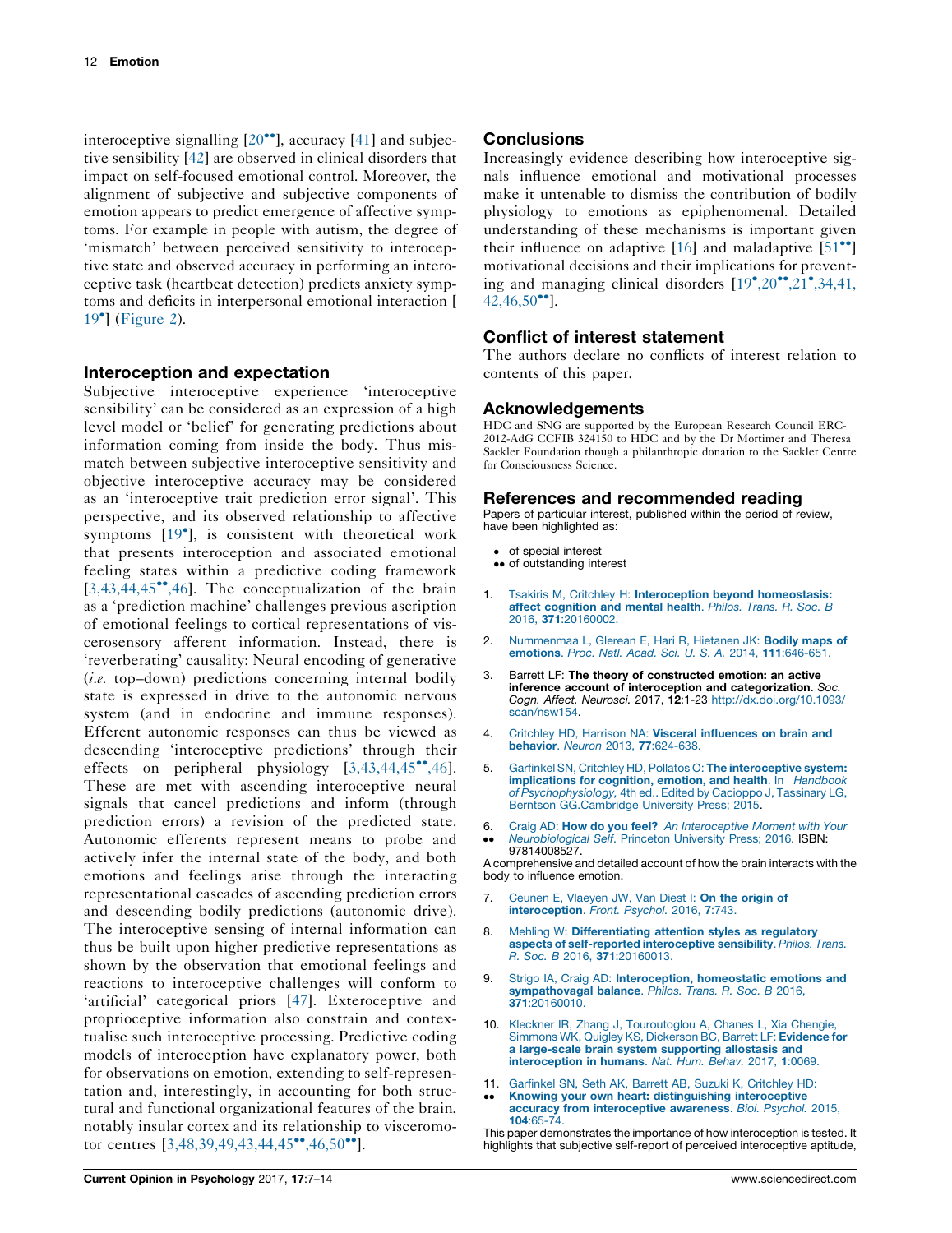interoceptive signalling [20••], accuracy [41] and subjective sensibility [42] are observed in clinical disorders that impact on self-focused emotional control. Moreover, the alignment of subjective and subjective components of emotion appears to predict emergence of affective symptoms. For example in people with autism, the degree of 'mismatch' between perceived sensitivity to interoceptive state and observed accuracy in performing an interoceptive task (heartbeat detection) predicts anxiety symptoms and deficits in interpersonal emotional interaction [19•] (Figure 2).

## Interoception and expectation

Subjective interoceptive experience 'interoceptive sensibility' can be considered as an expression of a high level model or 'belief' for generating predictions about information coming from inside the body. Thus mismatch between subjective interoceptive sensitivity and objective interoceptive accuracy may be considered as an 'interoceptive trait prediction error signal'. This perspective, and its observed relationship to affective symptoms [19•], is consistent with theoretical work that presents interoception and associated emotional feeling states within a predictive coding framework [3,43,44,45••,46]. The conceptualization of the brain as a 'prediction machine' challenges previous ascription of emotional feelings to cortical representations of viscerosensory afferent information. Instead, there is 'reverberating' causality: Neural encoding of generative (*i.e.* top–down) predictions concerning internal bodily state is expressed in drive to the autonomic nervous system (and in endocrine and immune responses). Efferent autonomic responses can thus be viewed as descending 'interoceptive predictions' through their effects on peripheral physiology [3,43,44,45••,46]. These are met with ascending interoceptive neural signals that cancel predictions and inform (through prediction errors) a revision of the predicted state. Autonomic efferents represent means to probe and actively infer the internal state of the body, and both emotions and feelings arise through the interacting representational cascades of ascending prediction errors and descending bodily predictions (autonomic drive). The interoceptive sensing of internal information can thus be built upon higher predictive representations as shown by the observation that emotional feelings and reactions to interoceptive challenges will conform to 'artificial' categorical priors [47]. Exteroceptive and proprioceptive information also constrain and contextualise such interoceptive processing. Predictive coding models of interoception have explanatory power, both for observations on emotion, extending to self-representation and, interestingly, in accounting for both structural and functional organizational features of the brain, notably insular cortex and its relationship to visceromotor centres [3,48,39,49,43,44,45••,46,50••].

## Conclusions

Increasingly evidence describing how interoceptive signals influence emotional and motivational processes make it untenable to dismiss the contribution of bodily physiology to emotions as epiphenomenal. Detailed understanding of these mechanisms is important given their influence on adaptive [16] and maladaptive [51••] motivational decisions and their implications for preventing and managing clinical disorders [19•,20••,21•,34,41,42,46,50••].

## Conflict of interest statement

The authors declare no conflicts of interest relation to contents of this paper.

## Acknowledgements

HDC and SNG are supported by the European Research Council ERC-2012-AdG CCFIB 324150 to HDC and by the Dr Mortimer and Theresa Sackler Foundation though a philanthropic donation to the Sackler Centre for Consciousness Science.

## References and recommended reading

Papers of particular interest, published within the period of review, have been highlighted as:

- • of special interest
- •• of outstanding interest

1. Tsakiris M, Critchley H: **Interoception beyond homeostasis: affect cognition and mental health**. *Philos. Trans. R. Soc. B* 2016, **371**:20160002.

2. Nummenmaa L, Glerean E, Hari R, Hietanen JK: **Bodily maps of emotions**. *Proc. Natl. Acad. Sci. U. S. A.* 2014, **111**:646-651.

3. Barrett LF: **The theory of constructed emotion: an active inference account of interoception and categorization**. *Soc. Cogn. Affect. Neurosci.* 2017, **12**:1-23 http://dx.doi.org/10.1093/scan/nsw154.

4. Critchley HD, Harrison NA: **Visceral influences on brain and behavior**. *Neuron* 2013, **77**:624-638.

5. Garfinkel SN, Critchley HD, Pollatos O: **The interoceptive system: implications for cognition, emotion, and health**. In *Handbook of Psychophysiology,* 4th ed.. Edited by Cacioppo J, Tassinary LG, Berntson GG.Cambridge University Press; 2015.

6. •• Craig AD: **How do you feel?** *An Interoceptive Moment with Your Neurobiological Self*. Princeton University Press; 2016. ISBN: 97814008527.

   A comprehensive and detailed account of how the brain interacts with the body to influence emotion.

7. Ceunen E, Vlaeyen JW, Van Diest I: **On the origin of interoception**. *Front. Psychol.* 2016, **7**:743.

8. Mehling W: **Differentiating attention styles as regulatory aspects of self-reported interoceptive sensibility**. *Philos. Trans. R. Soc. B* 2016, **371**:20160013.

9. Strigo IA, Craig AD: **Interoception, homeostatic emotions and sympathovagal balance**. *Philos. Trans. R. Soc. B* 2016, **371**:20160010.

10. Kleckner IR, Zhang J, Touroutoglou A, Chanes L, Xia Chengie, Simmons WK, Quigley KS, Dickerson BC, Barrett LF: **Evidence for a large-scale brain system supporting allostasis and interoception in humans**. *Nat. Hum. Behav.* 2017, **1**:0069.

11. •• Garfinkel SN, Seth AK, Barrett AB, Suzuki K, Critchley HD: **Knowing your own heart: distinguishing interoceptive accuracy from interoceptive awareness**. *Biol. Psychol.* 2015, **104**:65-74.

    This paper demonstrates the importance of how interoception is tested. It highlights that subjective self-report of perceived interoceptive aptitude,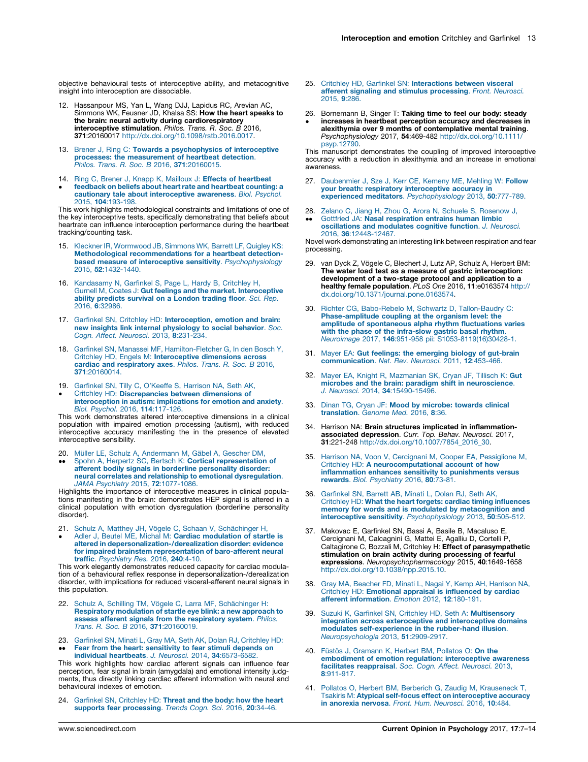objective behavioural tests of interoceptive ability, and metacognitive insight into interoception are dissociable.

12. Hassanpour MS, Yan L, Wang DJJ, Lapidus RC, Arevian AC, Simmons WK, Feusner JD, Khalsa SS: **How the heart speaks to the brain: neural activity during cardiorespiratory interoceptive stimulation**. *Philos. Trans. R. Soc. B* 2016, **371**:20160017 http://dx.doi.org/10.1098/rstb.2016.0017.

13. Brener J, Ring C: **Towards a psychophysics of interoceptive processes: the measurement of heartbeat detection**. *Philos. Trans. R. Soc. B* 2016, **371**:20160015.

14. • Ring C, Brener J, Knapp K, Mailloux J: **Effects of heartbeat feedback on beliefs about heart rate and heartbeat counting: a cautionary tale about interoceptive awareness**. *Biol. Psychol.* 2015, **104**:193-198.

This work highlights methodological constraints and limitations of one of the key interoceptive tests, specifically demonstrating that beliefs about heartrate can influence interoception performance during the heartbeat tracking/counting task.

15. Kleckner IR, Wormwood JB, Simmons WK, Barrett LF, Quigley KS: **Methodological recommendations for a heartbeat detection-based measure of interoceptive sensitivity**. *Psychophysiology* 2015, **52**:1432-1440.

16. Kandasamy N, Garfinkel S, Page L, Hardy B, Critchley H, Gurnell M, Coates J: **Gut feelings and the market. Interoceptive ability predicts survival on a London trading floor**. *Sci. Rep.* 2016, **6**:32986.

17. Garfinkel SN, Critchley HD: **Interoception, emotion and brain: new insights link internal physiology to social behavior**. *Soc. Cogn. Affect. Neurosci.* 2013, **8**:231-234.

18. Garfinkel SN, Manassei MF, Hamilton-Fletcher G, In den Bosch Y, Critchley HD, Engels M: **Interoceptive dimensions across cardiac and respiratory axes**. *Philos. Trans. R. Soc. B* 2016, **371**:20160014.

19. • Garfinkel SN, Tilly C, O'Keeffe S, Harrison NA, Seth AK, Critchley HD: **Discrepancies between dimensions of interoception in autism: implications for emotion and anxiety**. *Biol. Psychol.* 2016, **114**:117-126.

This work demonstrates altered interoceptive dimensions in a clinical population with impaired emotion processing (autism), with reduced interoceptive accuracy manifesting the in the presence of elevated interoceptive sensibility.

20. •• Müller LE, Schulz A, Andermann M, Gäbel A, Gescher DM, Spohn A, Herpertz SC, Bertsch K: **Cortical representation of afferent bodily signals in borderline personality disorder: neural correlates and relationship to emotional dysregulation**. *JAMA Psychiatry* 2015, **72**:1077-1086.

Highlights the importance of interoceptive measures in clinical populations manifesting in the brain: demonstrates HEP signal is altered in a clinical population with emotion dysregulation (borderline personality disorder).

21. • Schulz A, Matthey JH, Vögele C, Schaan V, Schächinger H, Adler J, Beutel ME, Michal M: **Cardiac modulation of startle is altered in depersonalization-/derealization disorder: evidence for impaired brainstem representation of baro-afferent neural traffic**. *Psychiatry Res.* 2016, **240**:4-10.

This work elegantly demonstrates reduced capacity for cardiac modulation of a behavioural reflex response in depersonalization-/derealization disorder, with implications for reduced visceral-afferent neural signals in this population.

22. Schulz A, Schilling TM, Vögele C, Larra MF, Schächinger H: **Respiratory modulation of startle eye blink: a new approach to assess afferent signals from the respiratory system**. *Philos. Trans. R. Soc. B* 2016, **371**:20160019.

23. •• Garfinkel SN, Minati L, Gray MA, Seth AK, Dolan RJ, Critchley HD: **Fear from the heart: sensitivity to fear stimuli depends on individual heartbeats**. *J. Neurosci.* 2014, **34**:6573-6582.

This work highlights how cardiac afferent signals can influence fear perception, fear signal in brain (amygdala) and emotional intensity judgments, thus directly linking cardiac afferent information with neural and behavioural indexes of emotion.

24. Garfinkel SN, Critchley HD: **Threat and the body: how the heart supports fear processing**. *Trends Cogn. Sci.* 2016, **20**:34-46.

25. Critchley HD, Garfinkel SN: **Interactions between visceral afferent signaling and stimulus processing**. *Front. Neurosci.* 2015, **9**:286.

26. • Bornemann B, Singer T: **Taking time to feel our body: steady increases in heartbeat perception accuracy and decreases in alexithymia over 9 months of contemplative mental training**. *Psychophysiology* 2017, **54**:469-482 http://dx.doi.org/10.1111/psyp.12790.

This manuscript demonstrates the coupling of improved interoceptive accuracy with a reduction in alexithymia and an increase in emotional awareness.

27. Daubenmier J, Sze J, Kerr CE, Kemeny ME, Mehling W: **Follow your breath: respiratory interoceptive accuracy in experienced meditators**. *Psychophysiology* 2013, **50**:777-789.

28. •• Zelano C, Jiang H, Zhou G, Arora N, Schuele S, Rosenow J, Gottfried JA: **Nasal respiration entrains human limbic oscillations and modulates cognitive function**. *J. Neurosci.* 2016, **36**:12448-12467.

Novel work demonstrating an interesting link between respiration and fear processing.

29. van Dyck Z, Vögele C, Blechert J, Lutz AP, Schulz A, Herbert BM: **The water load test as a measure of gastric interoception: development of a two-stage protocol and application to a healthy female population**. *PLoS One* 2016, **11**:e0163574 http://dx.doi.org/10.1371/journal.pone.0163574.

30. Richter CG, Babo-Rebelo M, Schwartz D, Tallon-Baudry C: **Phase-amplitude coupling at the organism level: the amplitude of spontaneous alpha rhythm fluctuations varies with the phase of the infra-slow gastric basal rhythm**. *Neuroimage* 2017, **146**:951-958 pii: S1053-8119(16)30428-1.

31. Mayer EA: **Gut feelings: the emerging biology of gut-brain communication**. *Nat. Rev. Neurosci.* 2011, **12**:453-466.

32. Mayer EA, Knight R, Mazmanian SK, Cryan JF, Tillisch K: **Gut microbes and the brain: paradigm shift in neuroscience**. *J. Neurosci.* 2014, **34**:15490-15496.

33. Dinan TG, Cryan JF: **Mood by microbe: towards clinical translation**. *Genome Med.* 2016, **8**:36.

34. Harrison NA: **Brain structures implicated in inflammation-associated depression**. *Curr. Top. Behav. Neurosci.* 2017, **31**:221-248 http://dx.doi.org/10.1007/7854_2016_30.

35. Harrison NA, Voon V, Cercignani M, Cooper EA, Pessiglione M, Critchley HD: **A neurocomputational account of how inflammation enhances sensitivity to punishments versus rewards**. *Biol. Psychiatry* 2016, **80**:73-81.

36. Garfinkel SN, Barrett AB, Minati L, Dolan RJ, Seth AK, Critchley HD: **What the heart forgets: cardiac timing influences memory for words and is modulated by metacognition and interoceptive sensitivity**. *Psychophysiology* 2013, **50**:505-512.

37. Makovac E, Garfinkel SN, Bassi A, Basile B, Macaluso E, Cercignani M, Calcagnini G, Mattei E, Agalliu D, Cortelli P, Caltagirone C, Bozzali M, Critchley H: **Effect of parasympathetic stimulation on brain activity during processing of fearful expressions**. *Neuropsychopharmacology* 2015, **40**:1649-1658 http://dx.doi.org/10.1038/npp.2015.10.

38. Gray MA, Beacher FD, Minati L, Nagai Y, Kemp AH, Harrison NA, Critchley HD: **Emotional appraisal is influenced by cardiac afferent information**. *Emotion* 2012, **12**:180-191.

39. Suzuki K, Garfinkel SN, Critchley HD, Seth A: **Multisensory integration across exteroceptive and interoceptive domains modulates self-experience in the rubber-hand illusion**. *Neuropsychologia* 2013, **51**:2909-2917.

40. Füstös J, Gramann K, Herbert BM, Pollatos O: **On the embodiment of emotion regulation: interoceptive awareness facilitates reappraisal**. *Soc. Cogn. Affect. Neurosci.* 2013, **8**:911-917.

41. Pollatos O, Herbert BM, Berberich G, Zaudig M, Krauseneck T, Tsakiris M: **Atypical self-focus effect on interoceptive accuracy in anorexia nervosa**. *Front. Hum. Neurosci.* 2016, **10**:484.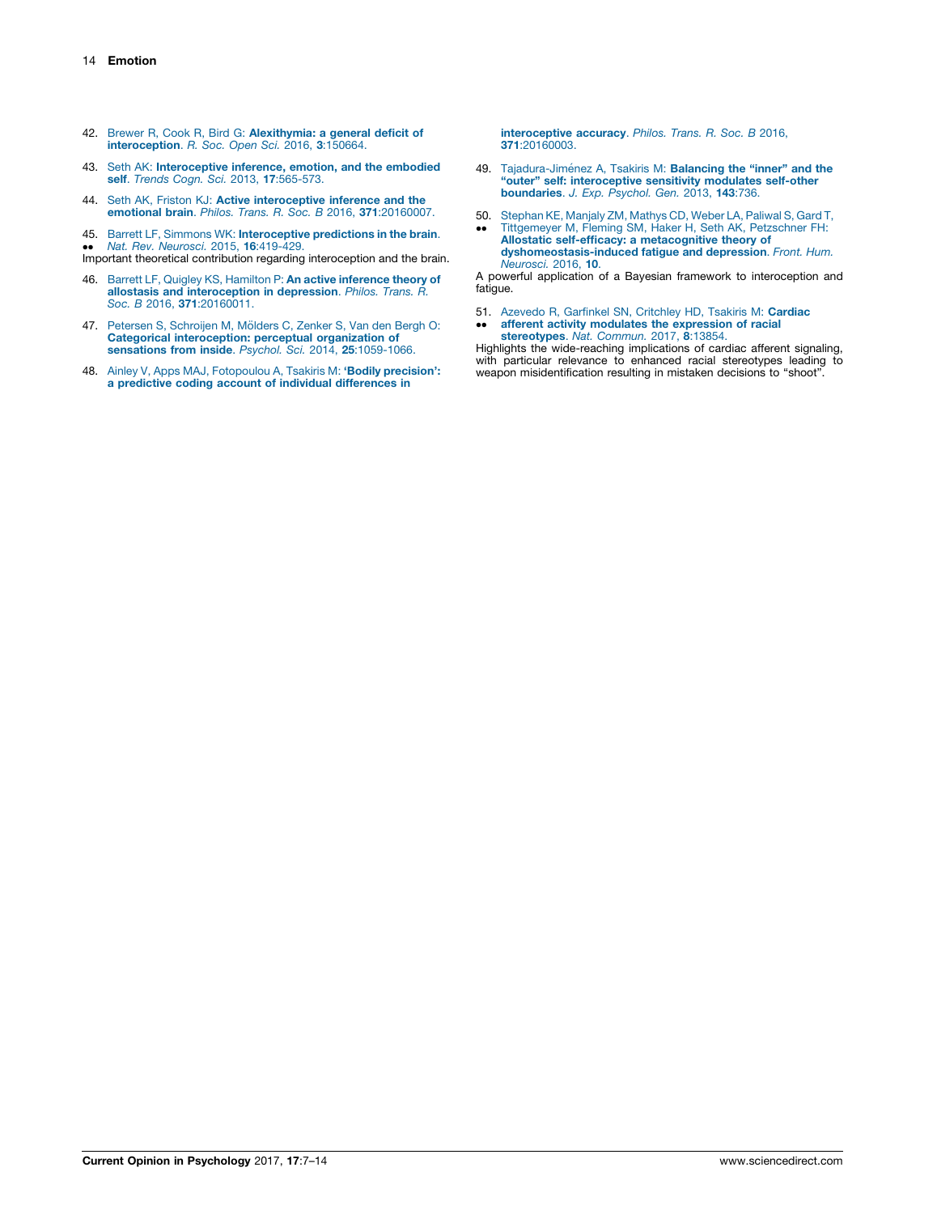42. Brewer R, Cook R, Bird G: **Alexithymia: a general deficit of interoception**. *R. Soc. Open Sci.* 2016, **3**:150664.

43. Seth AK: **Interoceptive inference, emotion, and the embodied self**. *Trends Cogn. Sci.* 2013, **17**:565-573.

44. Seth AK, Friston KJ: **Active interoceptive inference and the emotional brain**. *Philos. Trans. R. Soc. B* 2016, **371**:20160007.

45. •• Barrett LF, Simmons WK: **Interoceptive predictions in the brain**. *Nat. Rev. Neurosci.* 2015, **16**:419-429.

Important theoretical contribution regarding interoception and the brain.

46. Barrett LF, Quigley KS, Hamilton P: **An active inference theory of allostasis and interoception in depression**. *Philos. Trans. R. Soc. B* 2016, **371**:20160011.

47. Petersen S, Schroijen M, Mölders C, Zenker S, Van den Bergh O: **Categorical interoception: perceptual organization of sensations from inside**. *Psychol. Sci.* 2014, **25**:1059-1066.

48. Ainley V, Apps MAJ, Fotopoulou A, Tsakiris M: **'Bodily precision': a predictive coding account of individual differences in interoceptive accuracy**. *Philos. Trans. R. Soc. B* 2016, **371**:20160003.

49. Tajadura-Jiménez A, Tsakiris M: **Balancing the "inner" and the "outer" self: interoceptive sensitivity modulates self-other boundaries**. *J. Exp. Psychol. Gen.* 2013, **143**:736.

50. •• Stephan KE, Manjaly ZM, Mathys CD, Weber LA, Paliwal S, Gard T, Tittgemeyer M, Fleming SM, Haker H, Seth AK, Petzschner FH: **Allostatic self-efficacy: a metacognitive theory of dyshomeostasis-induced fatigue and depression**. *Front. Hum. Neurosci.* 2016, **10**.

A powerful application of a Bayesian framework to interoception and fatigue.

51. •• Azevedo R, Garfinkel SN, Critchley HD, Tsakiris M: **Cardiac afferent activity modulates the expression of racial stereotypes**. *Nat. Commun.* 2017, **8**:13854.

Highlights the wide-reaching implications of cardiac afferent signaling, with particular relevance to enhanced racial stereotypes leading to weapon misidentification resulting in mistaken decisions to "shoot".